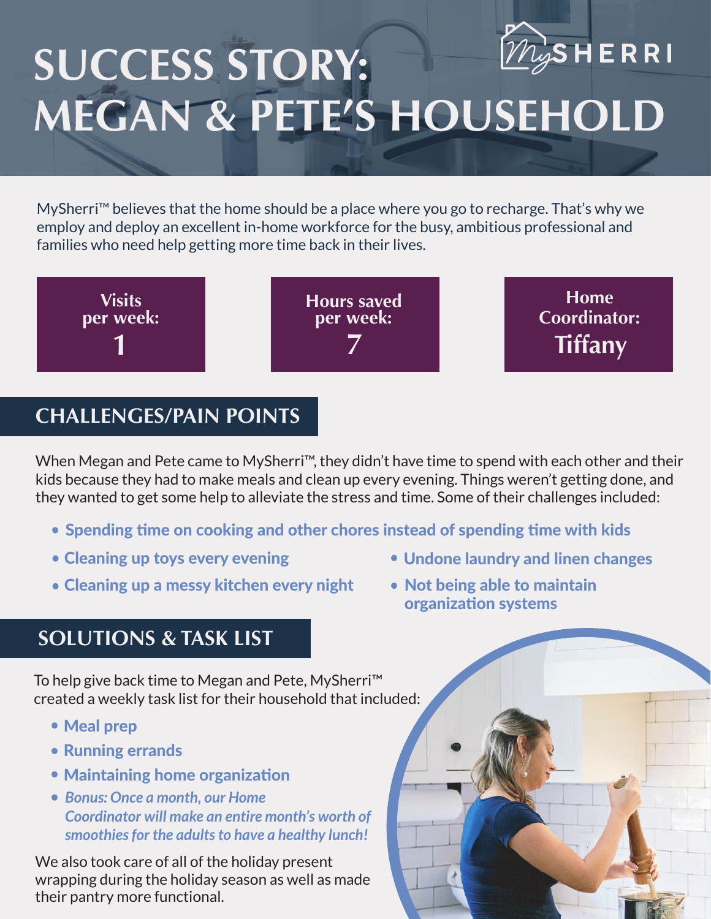# SUCCESS STORY: MEGAN & PETE'S HOUSEHOLD

MySherri

MySherri™ believes that the home should be a place where you go to recharge. That's why we employ and deploy an excellent in-home workforce for the busy, ambitious professional and families who need help getting more time back in their lives.

**Visits per week:** **1**

**Hours saved per week:** **7**

**Home Coordinator:** **Tiffany**

## CHALLENGES/PAIN POINTS

When Megan and Pete came to MySherri™, they didn't have time to spend with each other and their kids because they had to make meals and clean up every evening. Things weren't getting done, and they wanted to get some help to alleviate the stress and time. Some of their challenges included:

- **Spending time on cooking and other chores instead of spending time with kids**
- **Cleaning up toys every evening**
- **Cleaning up a messy kitchen every night**
- **Undone laundry and linen changes**
- **Not being able to maintain organization systems**

## SOLUTIONS & TASK LIST

To help give back time to Megan and Pete, MySherri™ created a weekly task list for their household that included:

- **Meal prep**
- **Running errands**
- **Maintaining home organization**
- ***Bonus: Once a month, our Home Coordinator will make an entire month's worth of smoothies for the adults to have a healthy lunch!***

We also took care of all of the holiday present wrapping during the holiday season as well as made their pantry more functional.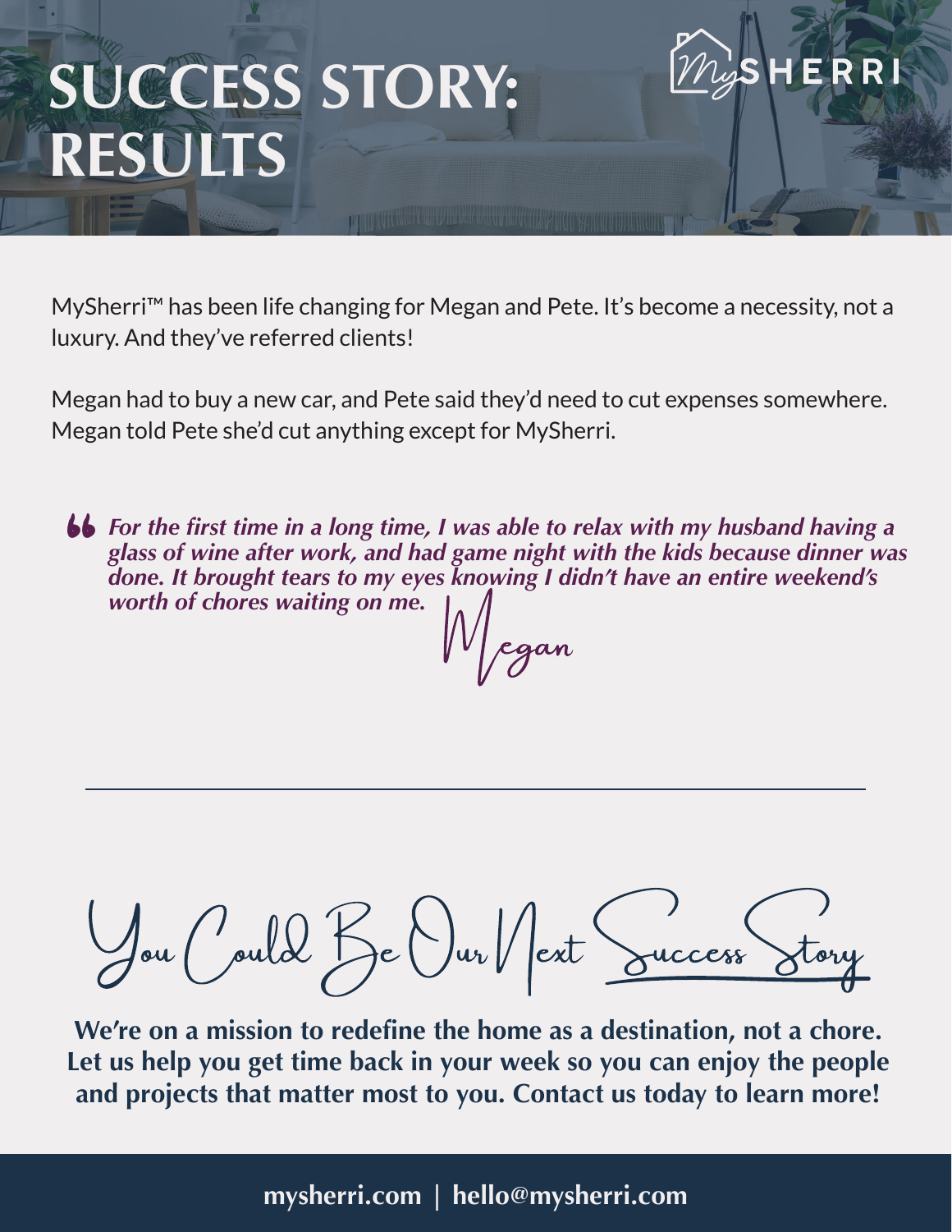# SUCCESS STORY: RESULTS

MySherri™ has been life changing for Megan and Pete. It's become a necessity, not a luxury. And they've referred clients!

Megan had to buy a new car, and Pete said they'd need to cut expenses somewhere. Megan told Pete she'd cut anything except for MySherri.

> ***For the first time in a long time, I was able to relax with my husband having a glass of wine after work, and had game night with the kids because dinner was done. It brought tears to my eyes knowing I didn't have an entire weekend's worth of chores waiting on me.***
>
> Megan

---

## You Could Be Our Next Success Story

**We're on a mission to redefine the home as a destination, not a chore. Let us help you get time back in your week so you can enjoy the people and projects that matter most to you. Contact us today to learn more!**

**mysherri.com | hello@mysherri.com**